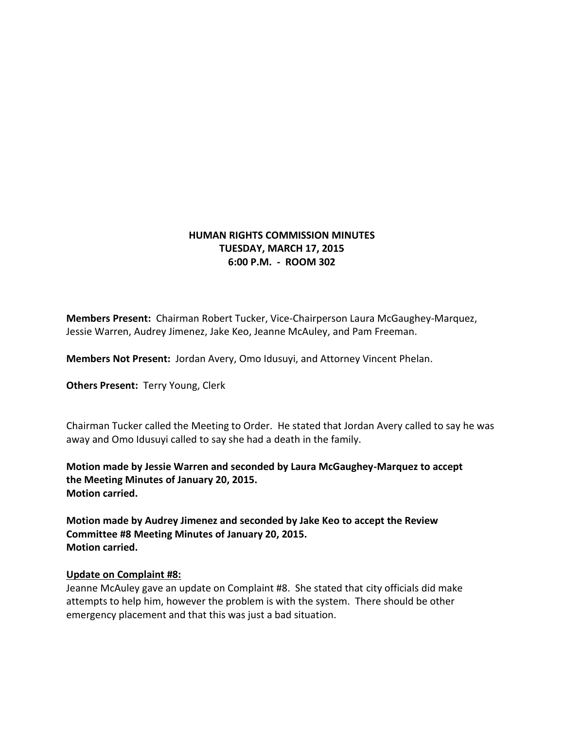# HUMAN RIGHTS COMMISSION MINUTES
## TUESDAY, MARCH 17, 2015
## 6:00 P.M. - ROOM 302

**Members Present:** Chairman Robert Tucker, Vice-Chairperson Laura McGaughey-Marquez, Jessie Warren, Audrey Jimenez, Jake Keo, Jeanne McAuley, and Pam Freeman.

**Members Not Present:** Jordan Avery, Omo Idusuyi, and Attorney Vincent Phelan.

**Others Present:** Terry Young, Clerk

Chairman Tucker called the Meeting to Order. He stated that Jordan Avery called to say he was away and Omo Idusuyi called to say she had a death in the family.

**Motion made by Jessie Warren and seconded by Laura McGaughey-Marquez to accept the Meeting Minutes of January 20, 2015.**
**Motion carried.**

**Motion made by Audrey Jimenez and seconded by Jake Keo to accept the Review Committee #8 Meeting Minutes of January 20, 2015.**
**Motion carried.**

**Update on Complaint #8:**

Jeanne McAuley gave an update on Complaint #8. She stated that city officials did make attempts to help him, however the problem is with the system. There should be other emergency placement and that this was just a bad situation.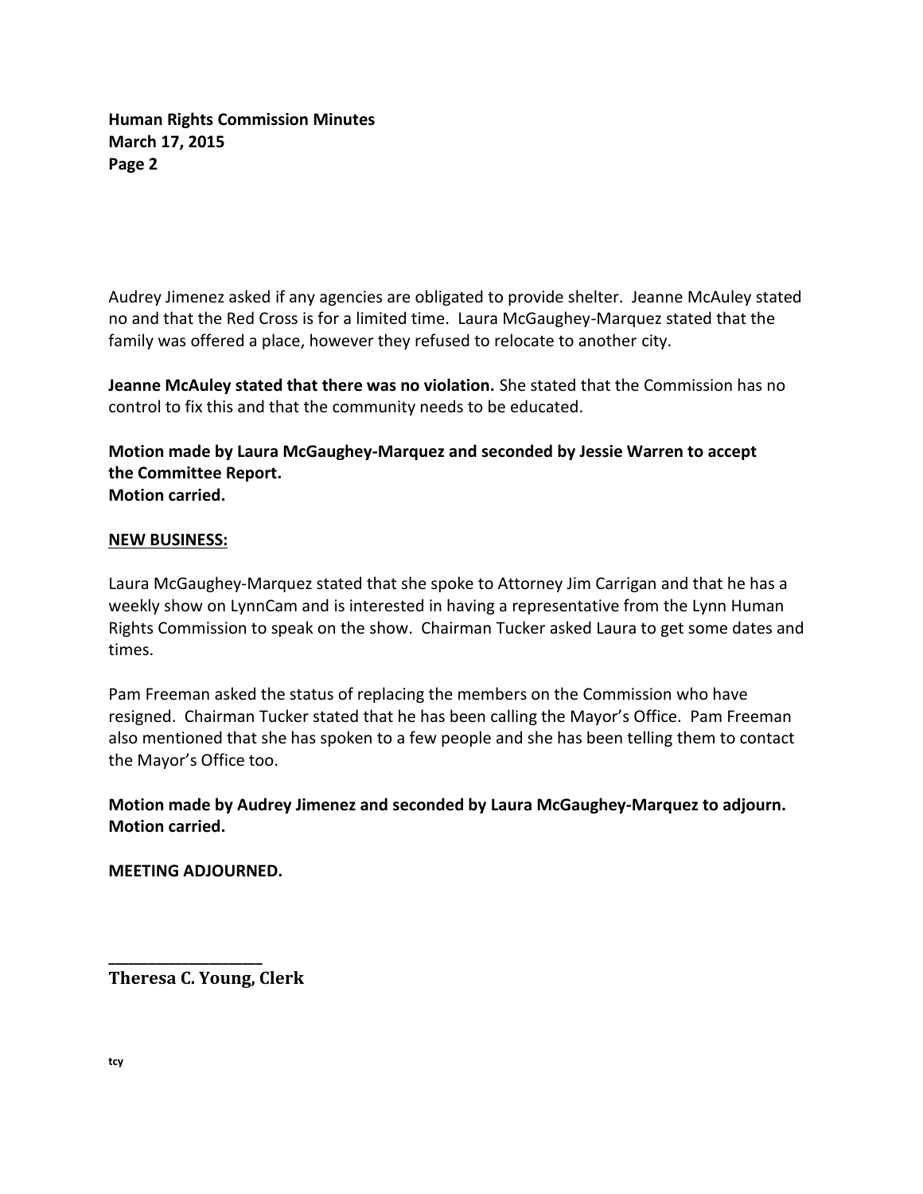Audrey Jimenez asked if any agencies are obligated to provide shelter. Jeanne McAuley stated no and that the Red Cross is for a limited time. Laura McGaughey-Marquez stated that the family was offered a place, however they refused to relocate to another city.

**Jeanne McAuley stated that there was no violation.** She stated that the Commission has no control to fix this and that the community needs to be educated.

**Motion made by Laura McGaughey-Marquez and seconded by Jessie Warren to accept the Committee Report.**
**Motion carried.**

**<u>NEW BUSINESS:</u>**

Laura McGaughey-Marquez stated that she spoke to Attorney Jim Carrigan and that he has a weekly show on LynnCam and is interested in having a representative from the Lynn Human Rights Commission to speak on the show. Chairman Tucker asked Laura to get some dates and times.

Pam Freeman asked the status of replacing the members on the Commission who have resigned. Chairman Tucker stated that he has been calling the Mayor's Office. Pam Freeman also mentioned that she has spoken to a few people and she has been telling them to contact the Mayor's Office too.

**Motion made by Audrey Jimenez and seconded by Laura McGaughey-Marquez to adjourn.**
**Motion carried.**

**MEETING ADJOURNED.**

\_\_\_\_\_\_\_\_\_\_\_\_\_\_\_\_\_\_\_
**Theresa C. Young, Clerk**

**tcy**